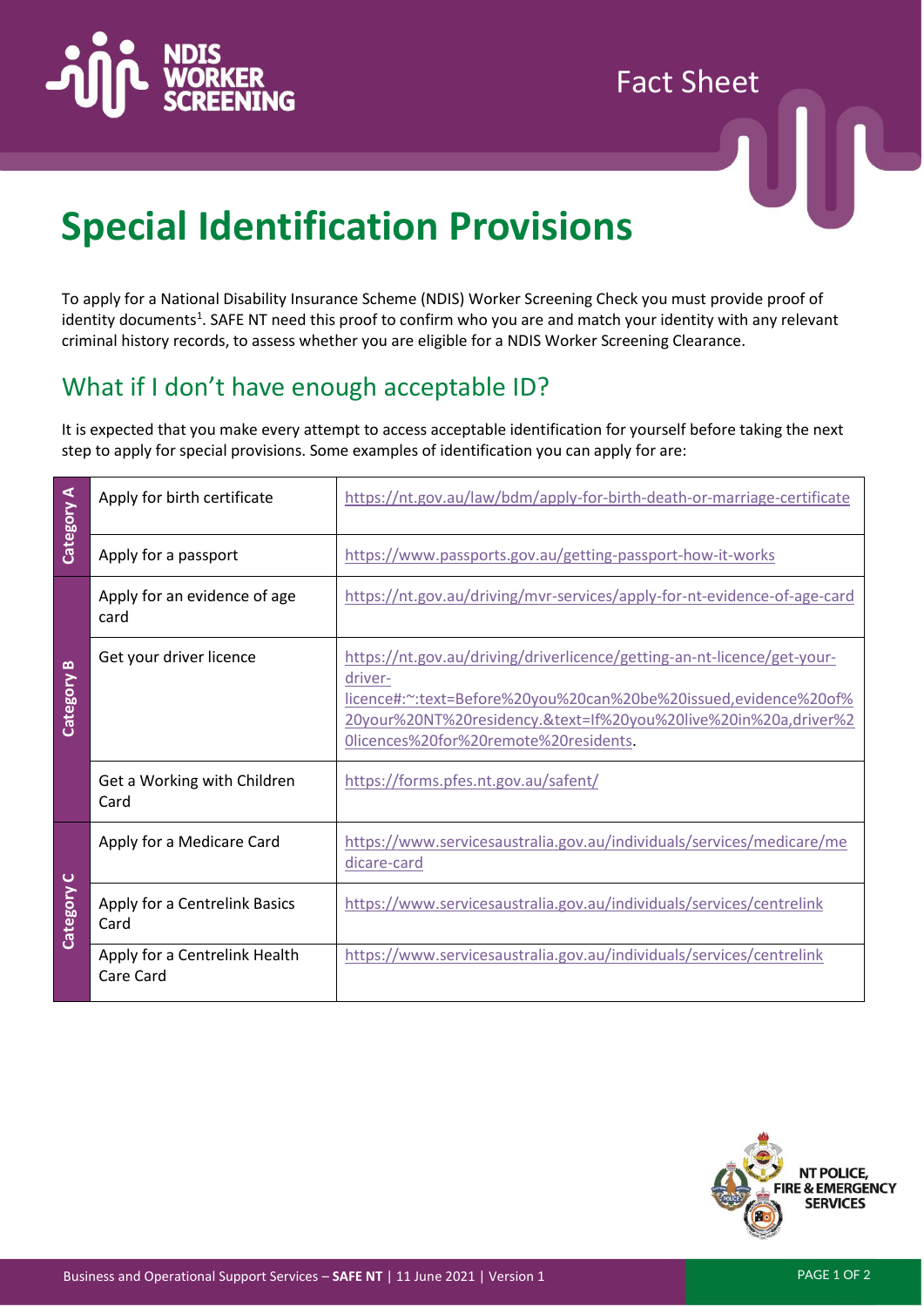# Special Identification Provisions

To apply for a National Disability Insurance Scheme (NDIS) Worker Screening Check you must provide proof of identity documents[1]. SAFE NT need this proof to confirm who you are and match your identity with any relevant criminal history records, to assess whether you are eligible for a NDIS Worker Screening Clearance.

## What if I don't have enough acceptable ID?

It is expected that you make every attempt to access acceptable identification for yourself before taking the next step to apply for special provisions. Some examples of identification you can apply for are:

| Category | Identification | Link |
|---|---|---|
| Category A | Apply for birth certificate | https://nt.gov.au/law/bdm/apply-for-birth-death-or-marriage-certificate |
| | Apply for a passport | https://www.passports.gov.au/getting-passport-how-it-works |
| Category B | Apply for an evidence of age card | https://nt.gov.au/driving/mvr-services/apply-for-nt-evidence-of-age-card |
| | Get your driver licence | https://nt.gov.au/driving/driverlicence/getting-an-nt-licence/get-your-driver-licence#:~:text=Before%20you%20can%20be%20issued,evidence%20of%20your%20NT%20residency.&text=If%20you%20live%20in%20a,driver%20licences%20for%20remote%20residents. |
| | Get a Working with Children Card | https://forms.pfes.nt.gov.au/safent/ |
| Category C | Apply for a Medicare Card | https://www.servicesaustralia.gov.au/individuals/services/medicare/medicare-card |
| | Apply for a Centrelink Basics Card | https://www.servicesaustralia.gov.au/individuals/services/centrelink |
| | Apply for a Centrelink Health Care Card | https://www.servicesaustralia.gov.au/individuals/services/centrelink |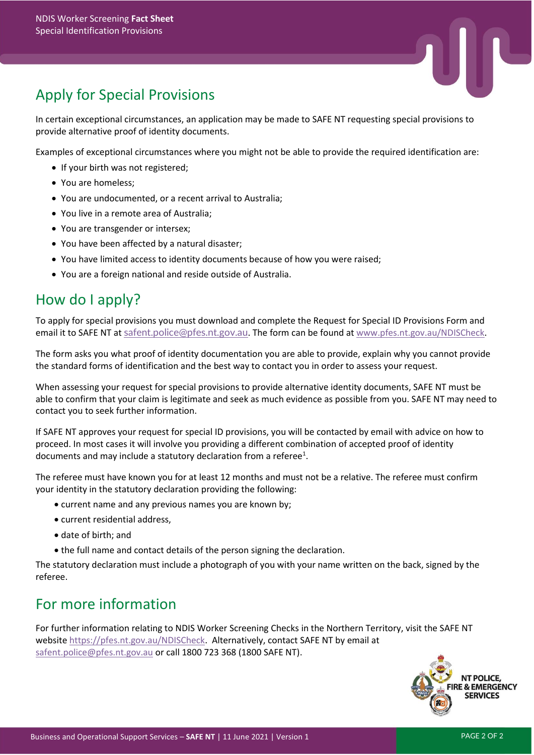## Apply for Special Provisions

In certain exceptional circumstances, an application may be made to SAFE NT requesting special provisions to provide alternative proof of identity documents.

Examples of exceptional circumstances where you might not be able to provide the required identification are:

- If your birth was not registered;
- You are homeless;
- You are undocumented, or a recent arrival to Australia;
- You live in a remote area of Australia;
- You are transgender or intersex;
- You have been affected by a natural disaster;
- You have limited access to identity documents because of how you were raised;
- You are a foreign national and reside outside of Australia.

## How do I apply?

To apply for special provisions you must download and complete the Request for Special ID Provisions Form and email it to SAFE NT at safent.police@pfes.nt.gov.au. The form can be found at www.pfes.nt.gov.au/NDISCheck.

The form asks you what proof of identity documentation you are able to provide, explain why you cannot provide the standard forms of identification and the best way to contact you in order to assess your request.

When assessing your request for special provisions to provide alternative identity documents, SAFE NT must be able to confirm that your claim is legitimate and seek as much evidence as possible from you. SAFE NT may need to contact you to seek further information.

If SAFE NT approves your request for special ID provisions, you will be contacted by email with advice on how to proceed. In most cases it will involve you providing a different combination of accepted proof of identity documents and may include a statutory declaration from a referee[1].

The referee must have known you for at least 12 months and must not be a relative. The referee must confirm your identity in the statutory declaration providing the following:

- current name and any previous names you are known by;
- current residential address,
- date of birth; and
- the full name and contact details of the person signing the declaration.

The statutory declaration must include a photograph of you with your name written on the back, signed by the referee.

## For more information

For further information relating to NDIS Worker Screening Checks in the Northern Territory, visit the SAFE NT website https://pfes.nt.gov.au/NDISCheck. Alternatively, contact SAFE NT by email at safent.police@pfes.nt.gov.au or call 1800 723 368 (1800 SAFE NT).